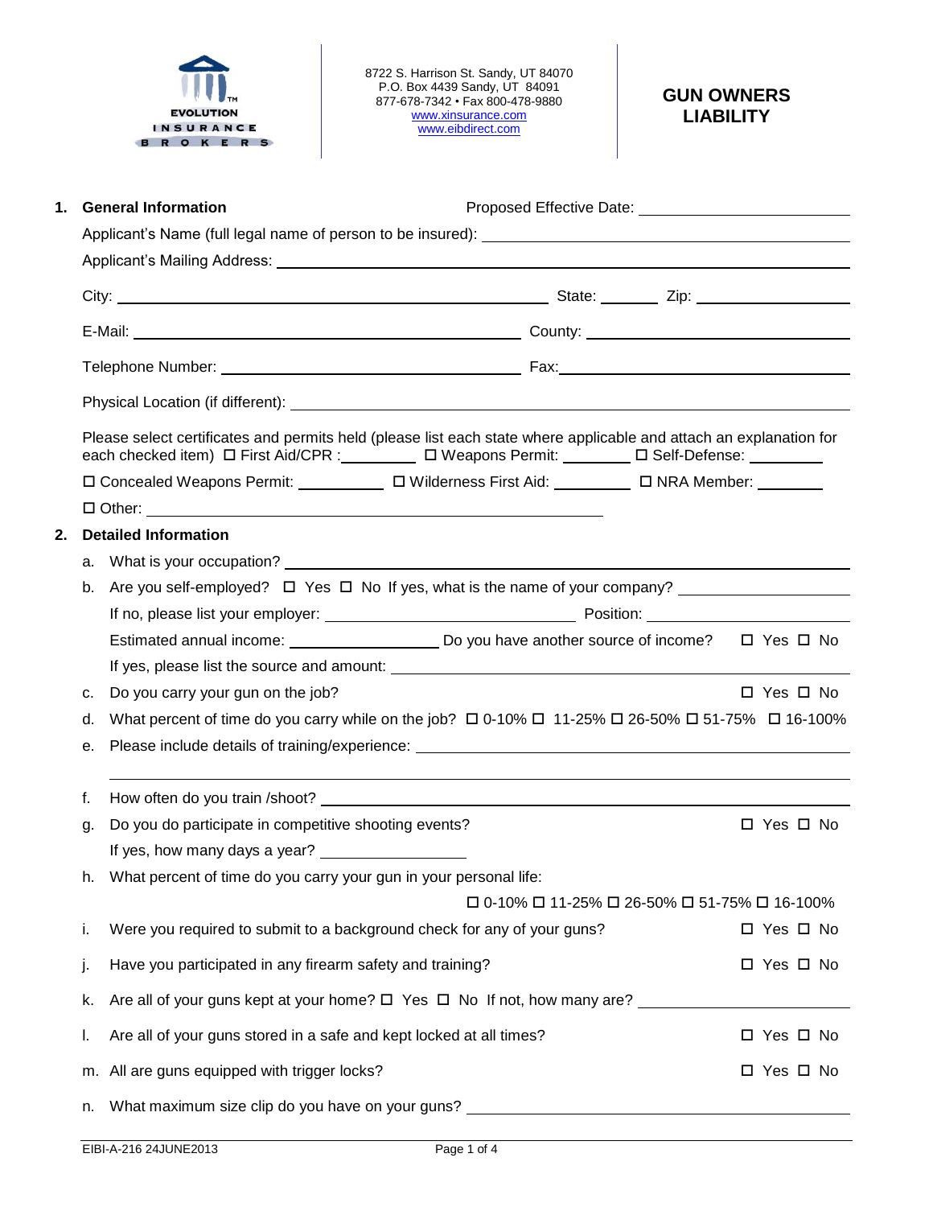EVOLUTION INSURANCE BROKERS

8722 S. Harrison St. Sandy, UT 84070
P.O. Box 4439 Sandy, UT 84091
877-678-7342 • Fax 800-478-9880
www.xinsurance.com
www.eibdirect.com

# GUN OWNERS LIABILITY

**1. General Information** Proposed Effective Date: ______________________

Applicant's Name (full legal name of person to be insured): ______________________

Applicant's Mailing Address: ______________________

City: ______________________ State: ________ Zip: ______________

E-Mail: ______________________ County: ______________________

Telephone Number: ______________________ Fax: ______________________

Physical Location (if different): ______________________

Please select certificates and permits held (please list each state where applicable and attach an explanation for each checked item) ☐ First Aid/CPR :__________ ☐ Weapons Permit: _________ ☐ Self-Defense: _________

☐ Concealed Weapons Permit: __________ ☐ Wilderness First Aid: __________ ☐ NRA Member: _________

☐ Other: ______________________

**2. Detailed Information**

a. What is your occupation? ______________________

b. Are you self-employed? ☐ Yes ☐ No If yes, what is the name of your company? ______________________

If no, please list your employer: ______________________ Position: ______________________

Estimated annual income: ______________ Do you have another source of income? ☐ Yes ☐ No

If yes, please list the source and amount: ______________________

c. Do you carry your gun on the job? ☐ Yes ☐ No

d. What percent of time do you carry while on the job? ☐ 0-10% ☐ 11-25% ☐ 26-50% ☐ 51-75% ☐ 16-100%

e. Please include details of training/experience: ______________________

______________________

f. How often do you train /shoot? ______________________

g. Do you do participate in competitive shooting events? ☐ Yes ☐ No

If yes, how many days a year? ______________

h. What percent of time do you carry your gun in your personal life:

☐ 0-10% ☐ 11-25% ☐ 26-50% ☐ 51-75% ☐ 16-100%

i. Were you required to submit to a background check for any of your guns? ☐ Yes ☐ No

j. Have you participated in any firearm safety and training? ☐ Yes ☐ No

k. Are all of your guns kept at your home? ☐ Yes ☐ No If not, how many are? ______________

l. Are all of your guns stored in a safe and kept locked at all times? ☐ Yes ☐ No

m. All are guns equipped with trigger locks? ☐ Yes ☐ No

n. What maximum size clip do you have on your guns? ______________________

EIBI-A-216 24JUNE2013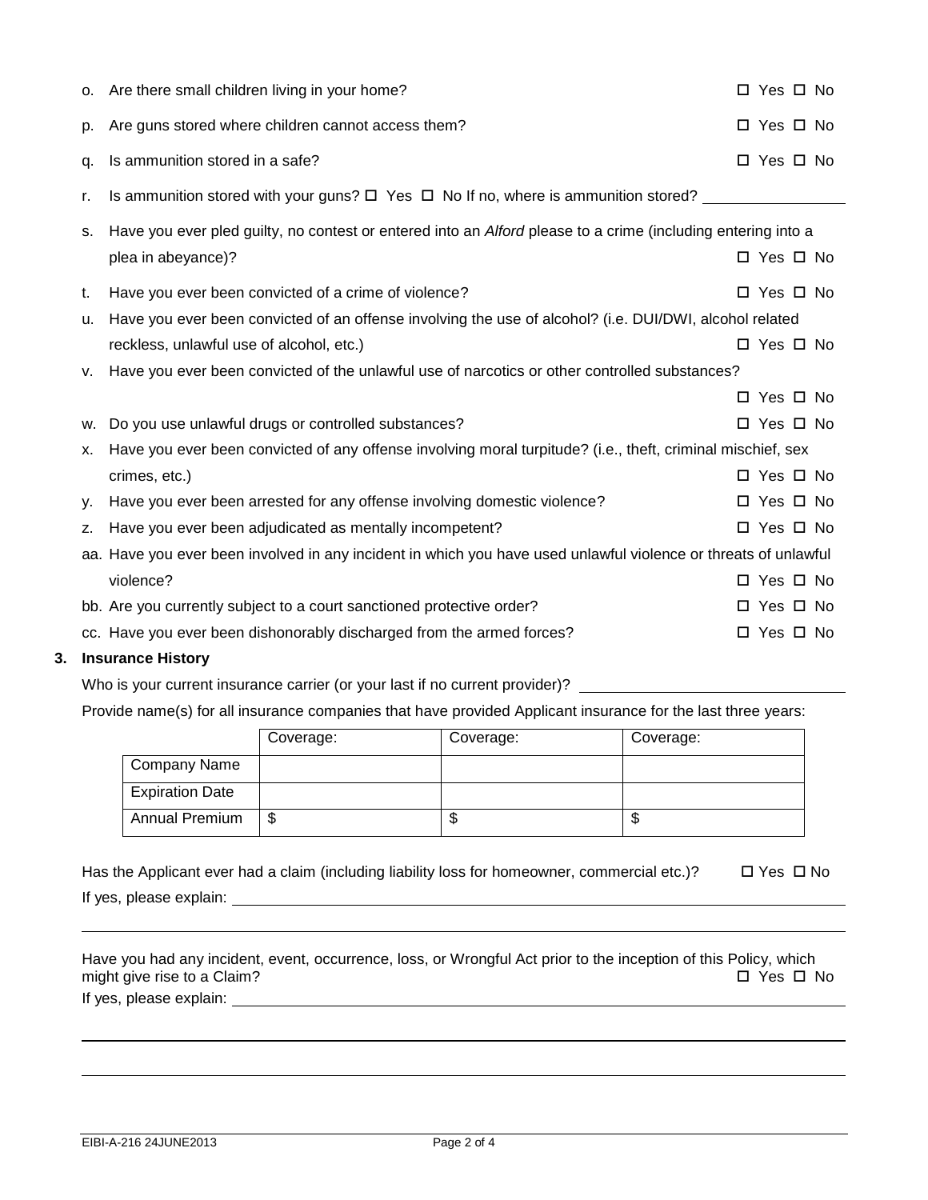o. Are there small children living in your home? ☐ Yes ☐ No

p. Are guns stored where children cannot access them? ☐ Yes ☐ No

q. Is ammunition stored in a safe? ☐ Yes ☐ No

r. Is ammunition stored with your guns? ☐ Yes ☐ No If no, where is ammunition stored? ________________

s. Have you ever pled guilty, no contest or entered into an *Alford* please to a crime (including entering into a plea in abeyance)? ☐ Yes ☐ No

t. Have you ever been convicted of a crime of violence? ☐ Yes ☐ No

u. Have you ever been convicted of an offense involving the use of alcohol? (i.e. DUI/DWI, alcohol related reckless, unlawful use of alcohol, etc.) ☐ Yes ☐ No

v. Have you ever been convicted of the unlawful use of narcotics or other controlled substances? ☐ Yes ☐ No

w. Do you use unlawful drugs or controlled substances? ☐ Yes ☐ No

x. Have you ever been convicted of any offense involving moral turpitude? (i.e., theft, criminal mischief, sex crimes, etc.) ☐ Yes ☐ No

y. Have you ever been arrested for any offense involving domestic violence? ☐ Yes ☐ No

z. Have you ever been adjudicated as mentally incompetent? ☐ Yes ☐ No

aa. Have you ever been involved in any incident in which you have used unlawful violence or threats of unlawful violence? ☐ Yes ☐ No

bb. Are you currently subject to a court sanctioned protective order? ☐ Yes ☐ No

cc. Have you ever been dishonorably discharged from the armed forces? ☐ Yes ☐ No

**3. Insurance History**

Who is your current insurance carrier (or your last if no current provider)? ________________

Provide name(s) for all insurance companies that have provided Applicant insurance for the last three years:

| | Coverage: | Coverage: | Coverage: |
|---|---|---|---|
| Company Name | | | |
| Expiration Date | | | |
| Annual Premium | $ | $ | $ |

Has the Applicant ever had a claim (including liability loss for homeowner, commercial etc.)? ☐ Yes ☐ No

If yes, please explain: ________________

Have you had any incident, event, occurrence, loss, or Wrongful Act prior to the inception of this Policy, which might give rise to a Claim? ☐ Yes ☐ No

If yes, please explain: ________________

EIBI-A-216 24JUNE2013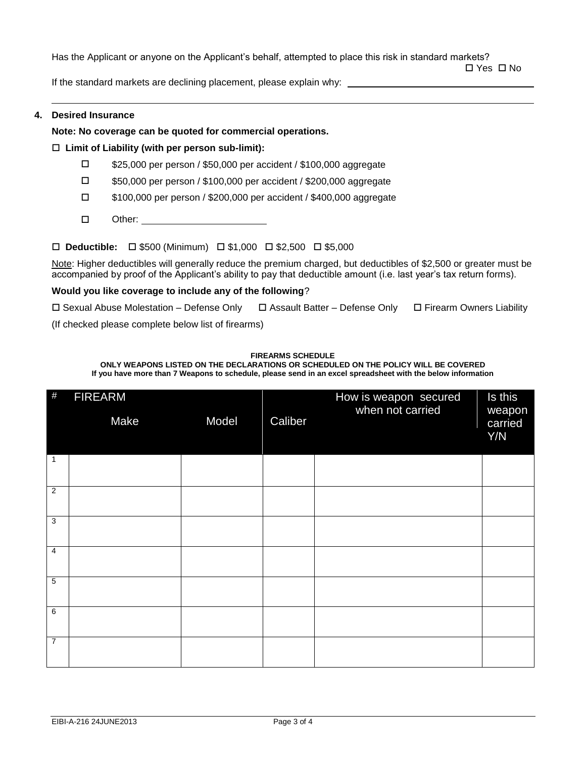Has the Applicant or anyone on the Applicant's behalf, attempted to place this risk in standard markets?
☐ Yes ☐ No

If the standard markets are declining placement, please explain why: ____________________

## 4. Desired Insurance

**Note: No coverage can be quoted for commercial operations.**

☐ **Limit of Liability (with per person sub-limit):**

- ☐ $25,000 per person / $50,000 per accident / $100,000 aggregate
- ☐ $50,000 per person / $100,000 per accident / $200,000 aggregate
- ☐ $100,000 per person / $200,000 per accident / $400,000 aggregate
- ☐ Other: ____________________

☐ **Deductible:** ☐ $500 (Minimum) ☐ $1,000 ☐ $2,500 ☐ $5,000

Note: Higher deductibles will generally reduce the premium charged, but deductibles of $2,500 or greater must be accompanied by proof of the Applicant's ability to pay that deductible amount (i.e. last year's tax return forms).

**Would you like coverage to include any of the following**?

☐ Sexual Abuse Molestation – Defense Only ☐ Assault Batter – Defense Only ☐ Firearm Owners Liability

(If checked please complete below list of firearms)

**FIREARMS SCHEDULE**

**ONLY WEAPONS LISTED ON THE DECLARATIONS OR SCHEDULED ON THE POLICY WILL BE COVERED**

**If you have more than 7 Weapons to schedule, please send in an excel spreadsheet with the below information**

| # | FIREARM | | | How is weapon secured when not carried | Is this weapon carried Y/N |
|---|---|---|---|---|---|
| | Make | Model | Caliber | | |
| 1 | | | | | |
| 2 | | | | | |
| 3 | | | | | |
| 4 | | | | | |
| 5 | | | | | |
| 6 | | | | | |
| 7 | | | | | |

EIBI-A-216 24JUNE2013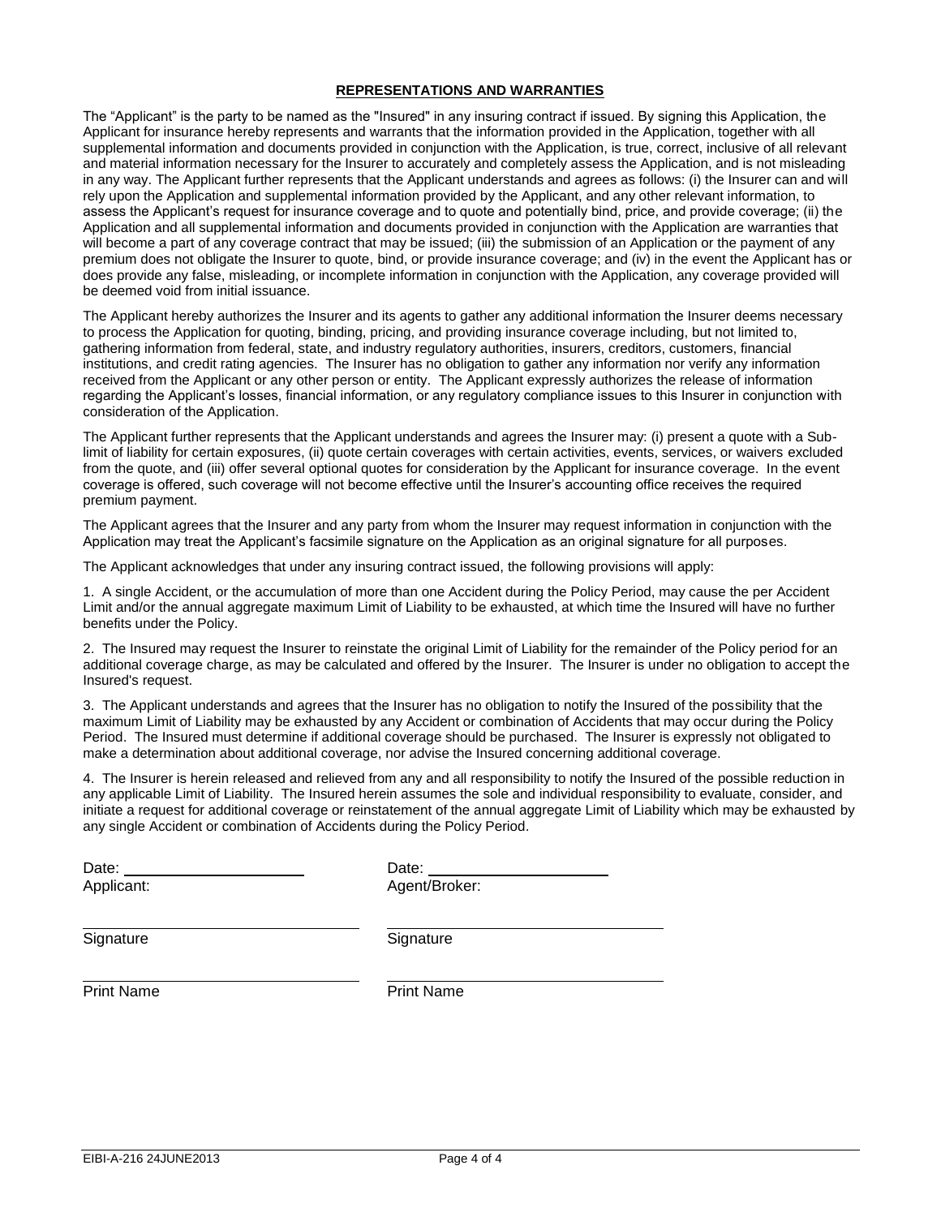## REPRESENTATIONS AND WARRANTIES

The "Applicant" is the party to be named as the "Insured" in any insuring contract if issued. By signing this Application, the Applicant for insurance hereby represents and warrants that the information provided in the Application, together with all supplemental information and documents provided in conjunction with the Application, is true, correct, inclusive of all relevant and material information necessary for the Insurer to accurately and completely assess the Application, and is not misleading in any way. The Applicant further represents that the Applicant understands and agrees as follows: (i) the Insurer can and will rely upon the Application and supplemental information provided by the Applicant, and any other relevant information, to assess the Applicant's request for insurance coverage and to quote and potentially bind, price, and provide coverage; (ii) the Application and all supplemental information and documents provided in conjunction with the Application are warranties that will become a part of any coverage contract that may be issued; (iii) the submission of an Application or the payment of any premium does not obligate the Insurer to quote, bind, or provide insurance coverage; and (iv) in the event the Applicant has or does provide any false, misleading, or incomplete information in conjunction with the Application, any coverage provided will be deemed void from initial issuance.

The Applicant hereby authorizes the Insurer and its agents to gather any additional information the Insurer deems necessary to process the Application for quoting, binding, pricing, and providing insurance coverage including, but not limited to, gathering information from federal, state, and industry regulatory authorities, insurers, creditors, customers, financial institutions, and credit rating agencies. The Insurer has no obligation to gather any information nor verify any information received from the Applicant or any other person or entity. The Applicant expressly authorizes the release of information regarding the Applicant's losses, financial information, or any regulatory compliance issues to this Insurer in conjunction with consideration of the Application.

The Applicant further represents that the Applicant understands and agrees the Insurer may: (i) present a quote with a Sub-limit of liability for certain exposures, (ii) quote certain coverages with certain activities, events, services, or waivers excluded from the quote, and (iii) offer several optional quotes for consideration by the Applicant for insurance coverage. In the event coverage is offered, such coverage will not become effective until the Insurer's accounting office receives the required premium payment.

The Applicant agrees that the Insurer and any party from whom the Insurer may request information in conjunction with the Application may treat the Applicant's facsimile signature on the Application as an original signature for all purposes.

The Applicant acknowledges that under any insuring contract issued, the following provisions will apply:

1. A single Accident, or the accumulation of more than one Accident during the Policy Period, may cause the per Accident Limit and/or the annual aggregate maximum Limit of Liability to be exhausted, at which time the Insured will have no further benefits under the Policy.

2. The Insured may request the Insurer to reinstate the original Limit of Liability for the remainder of the Policy period for an additional coverage charge, as may be calculated and offered by the Insurer. The Insurer is under no obligation to accept the Insured's request.

3. The Applicant understands and agrees that the Insurer has no obligation to notify the Insured of the possibility that the maximum Limit of Liability may be exhausted by any Accident or combination of Accidents that may occur during the Policy Period. The Insured must determine if additional coverage should be purchased. The Insurer is expressly not obligated to make a determination about additional coverage, nor advise the Insured concerning additional coverage.

4. The Insurer is herein released and relieved from any and all responsibility to notify the Insured of the possible reduction in any applicable Limit of Liability. The Insured herein assumes the sole and individual responsibility to evaluate, consider, and initiate a request for additional coverage or reinstatement of the annual aggregate Limit of Liability which may be exhausted by any single Accident or combination of Accidents during the Policy Period.

Date: ____________________
Applicant:

______________________________
Signature

______________________________
Print Name

Date: ____________________
Agent/Broker:

______________________________
Signature

______________________________
Print Name

EIBI-A-216 24JUNE2013